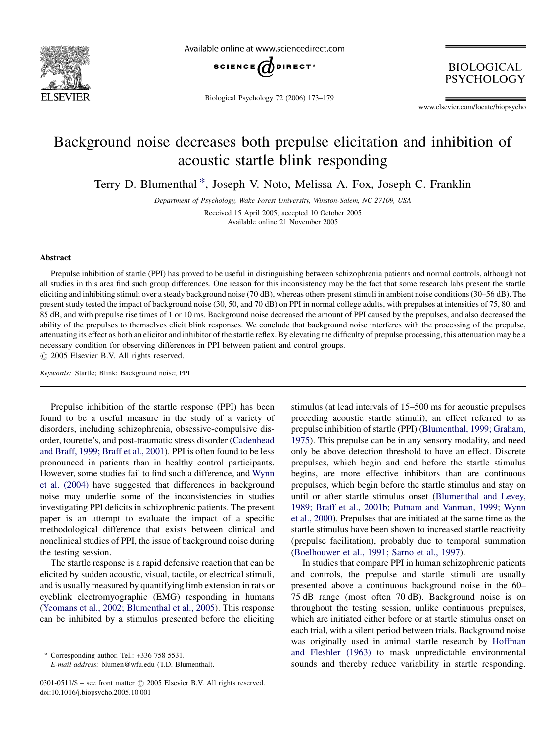# Background noise decreases both prepulse elicitation and inhibition of acoustic startle blink responding

Terry D. Blumenthal *, Joseph V. Noto, Melissa A. Fox, Joseph C. Franklin

*Department of Psychology, Wake Forest University, Winston-Salem, NC 27109, USA*

Received 15 April 2005; accepted 10 October 2005
Available online 21 November 2005

## Abstract

Prepulse inhibition of startle (PPI) has proved to be useful in distinguishing between schizophrenia patients and normal controls, although not all studies in this area find such group differences. One reason for this inconsistency may be the fact that some research labs present the startle eliciting and inhibiting stimuli over a steady background noise (70 dB), whereas others present stimuli in ambient noise conditions (30–56 dB). The present study tested the impact of background noise (30, 50, and 70 dB) on PPI in normal college adults, with prepulses at intensities of 75, 80, and 85 dB, and with prepulse rise times of 1 or 10 ms. Background noise decreased the amount of PPI caused by the prepulses, and also decreased the ability of the prepulses to themselves elicit blink responses. We conclude that background noise interferes with the processing of the prepulse, attenuating its effect as both an elicitor and inhibitor of the startle reflex. By elevating the difficulty of prepulse processing, this attenuation may be a necessary condition for observing differences in PPI between patient and control groups.
© 2005 Elsevier B.V. All rights reserved.

*Keywords:* Startle; Blink; Background noise; PPI

Prepulse inhibition of the startle response (PPI) has been found to be a useful measure in the study of a variety of disorders, including schizophrenia, obsessive-compulsive disorder, tourette's, and post-traumatic stress disorder (Cadenhead and Braff, 1999; Braff et al., 2001). PPI is often found to be less pronounced in patients than in healthy control participants. However, some studies fail to find such a difference, and Wynn et al. (2004) have suggested that differences in background noise may underlie some of the inconsistencies in studies investigating PPI deficits in schizophrenic patients. The present paper is an attempt to evaluate the impact of a specific methodological difference that exists between clinical and nonclinical studies of PPI, the issue of background noise during the testing session.

The startle response is a rapid defensive reaction that can be elicited by sudden acoustic, visual, tactile, or electrical stimuli, and is usually measured by quantifying limb extension in rats or eyeblink electromyographic (EMG) responding in humans (Yeomans et al., 2002; Blumenthal et al., 2005). This response can be inhibited by a stimulus presented before the eliciting stimulus (at lead intervals of 15–500 ms for acoustic prepulses preceding acoustic startle stimuli), an effect referred to as prepulse inhibition of startle (PPI) (Blumenthal, 1999; Graham, 1975). This prepulse can be in any sensory modality, and need only be above detection threshold to have an effect. Discrete prepulses, which begin and end before the startle stimulus begins, are more effective inhibitors than are continuous prepulses, which begin before the startle stimulus and stay on until or after startle stimulus onset (Blumenthal and Levey, 1989; Braff et al., 2001b; Putnam and Vanman, 1999; Wynn et al., 2000). Prepulses that are initiated at the same time as the startle stimulus have been shown to increased startle reactivity (prepulse facilitation), probably due to temporal summation (Boelhouwer et al., 1991; Sarno et al., 1997).

In studies that compare PPI in human schizophrenic patients and controls, the prepulse and startle stimuli are usually presented above a continuous background noise in the 60–75 dB range (most often 70 dB). Background noise is on throughout the testing session, unlike continuous prepulses, which are initiated either before or at startle stimulus onset on each trial, with a silent period between trials. Background noise was originally used in animal startle research by Hoffman and Fleshler (1963) to mask unpredictable environmental sounds and thereby reduce variability in startle responding.

* Corresponding author. Tel.: +336 758 5531.
*E-mail address:* blumen@wfu.edu (T.D. Blumenthal).

0301-0511/$ – see front matter © 2005 Elsevier B.V. All rights reserved.
doi:10.1016/j.biopsycho.2005.10.001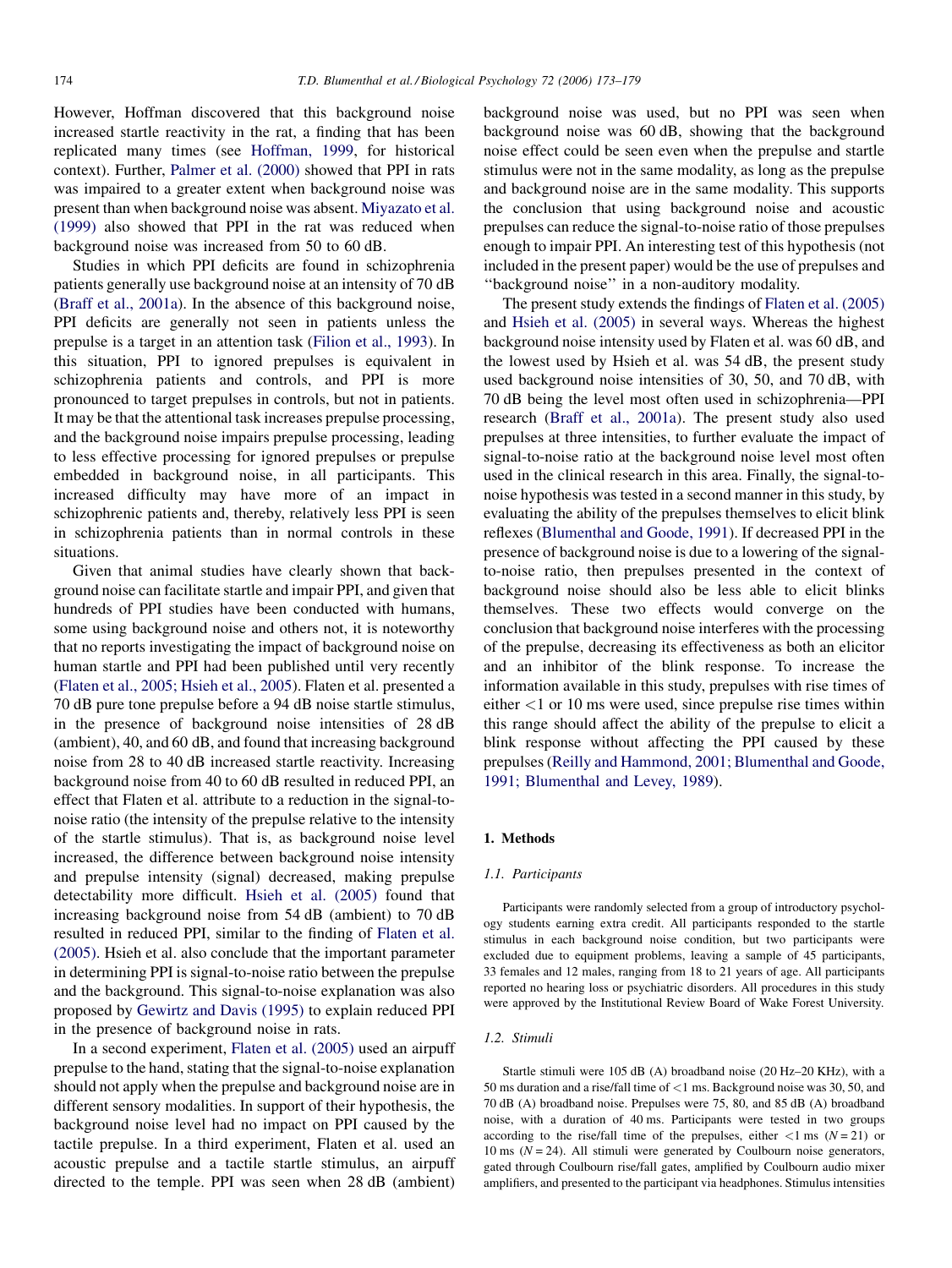However, Hoffman discovered that this background noise increased startle reactivity in the rat, a finding that has been replicated many times (see Hoffman, 1999, for historical context). Further, Palmer et al. (2000) showed that PPI in rats was impaired to a greater extent when background noise was present than when background noise was absent. Miyazato et al. (1999) also showed that PPI in the rat was reduced when background noise was increased from 50 to 60 dB.

Studies in which PPI deficits are found in schizophrenia patients generally use background noise at an intensity of 70 dB (Braff et al., 2001a). In the absence of this background noise, PPI deficits are generally not seen in patients unless the prepulse is a target in an attention task (Filion et al., 1993). In this situation, PPI to ignored prepulses is equivalent in schizophrenia patients and controls, and PPI is more pronounced to target prepulses in controls, but not in patients. It may be that the attentional task increases prepulse processing, and the background noise impairs prepulse processing, leading to less effective processing for ignored prepulses or prepulse embedded in background noise, in all participants. This increased difficulty may have more of an impact in schizophrenic patients and, thereby, relatively less PPI is seen in schizophrenia patients than in normal controls in these situations.

Given that animal studies have clearly shown that background noise can facilitate startle and impair PPI, and given that hundreds of PPI studies have been conducted with humans, some using background noise and others not, it is noteworthy that no reports investigating the impact of background noise on human startle and PPI had been published until very recently (Flaten et al., 2005; Hsieh et al., 2005). Flaten et al. presented a 70 dB pure tone prepulse before a 94 dB noise startle stimulus, in the presence of background noise intensities of 28 dB (ambient), 40, and 60 dB, and found that increasing background noise from 28 to 40 dB increased startle reactivity. Increasing background noise from 40 to 60 dB resulted in reduced PPI, an effect that Flaten et al. attribute to a reduction in the signal-to-noise ratio (the intensity of the prepulse relative to the intensity of the startle stimulus). That is, as background noise level increased, the difference between background noise intensity and prepulse intensity (signal) decreased, making prepulse detectability more difficult. Hsieh et al. (2005) found that increasing background noise from 54 dB (ambient) to 70 dB resulted in reduced PPI, similar to the finding of Flaten et al. (2005). Hsieh et al. also conclude that the important parameter in determining PPI is signal-to-noise ratio between the prepulse and the background. This signal-to-noise explanation was also proposed by Gewirtz and Davis (1995) to explain reduced PPI in the presence of background noise in rats.

In a second experiment, Flaten et al. (2005) used an airpuff prepulse to the hand, stating that the signal-to-noise explanation should not apply when the prepulse and background noise are in different sensory modalities. In support of their hypothesis, the background noise level had no impact on PPI caused by the tactile prepulse. In a third experiment, Flaten et al. used an acoustic prepulse and a tactile startle stimulus, an airpuff directed to the temple. PPI was seen when 28 dB (ambient) background noise was used, but no PPI was seen when background noise was 60 dB, showing that the background noise effect could be seen even when the prepulse and startle stimulus were not in the same modality, as long as the prepulse and background noise are in the same modality. This supports the conclusion that using background noise and acoustic prepulses can reduce the signal-to-noise ratio of those prepulses enough to impair PPI. An interesting test of this hypothesis (not included in the present paper) would be the use of prepulses and "background noise" in a non-auditory modality.

The present study extends the findings of Flaten et al. (2005) and Hsieh et al. (2005) in several ways. Whereas the highest background noise intensity used by Flaten et al. was 60 dB, and the lowest used by Hsieh et al. was 54 dB, the present study used background noise intensities of 30, 50, and 70 dB, with 70 dB being the level most often used in schizophrenia—PPI research (Braff et al., 2001a). The present study also used prepulses at three intensities, to further evaluate the impact of signal-to-noise ratio at the background noise level most often used in the clinical research in this area. Finally, the signal-to-noise hypothesis was tested in a second manner in this study, by evaluating the ability of the prepulses themselves to elicit blink reflexes (Blumenthal and Goode, 1991). If decreased PPI in the presence of background noise is due to a lowering of the signal-to-noise ratio, then prepulses presented in the context of background noise should also be less able to elicit blinks themselves. These two effects would converge on the conclusion that background noise interferes with the processing of the prepulse, decreasing its effectiveness as both an elicitor and an inhibitor of the blink response. To increase the information available in this study, prepulses with rise times of either <1 or 10 ms were used, since prepulse rise times within this range should affect the ability of the prepulse to elicit a blink response without affecting the PPI caused by these prepulses (Reilly and Hammond, 2001; Blumenthal and Goode, 1991; Blumenthal and Levey, 1989).

## 1. Methods

### 1.1. Participants

Participants were randomly selected from a group of introductory psychology students earning extra credit. All participants responded to the startle stimulus in each background noise condition, but two participants were excluded due to equipment problems, leaving a sample of 45 participants, 33 females and 12 males, ranging from 18 to 21 years of age. All participants reported no hearing loss or psychiatric disorders. All procedures in this study were approved by the Institutional Review Board of Wake Forest University.

### 1.2. Stimuli

Startle stimuli were 105 dB (A) broadband noise (20 Hz–20 KHz), with a 50 ms duration and a rise/fall time of <1 ms. Background noise was 30, 50, and 70 dB (A) broadband noise. Prepulses were 75, 80, and 85 dB (A) broadband noise, with a duration of 40 ms. Participants were tested in two groups according to the rise/fall time of the prepulses, either <1 ms ($N = 21$) or 10 ms ($N = 24$). All stimuli were generated by Coulbourn noise generators, gated through Coulbourn rise/fall gates, amplified by Coulbourn audio mixer amplifiers, and presented to the participant via headphones. Stimulus intensities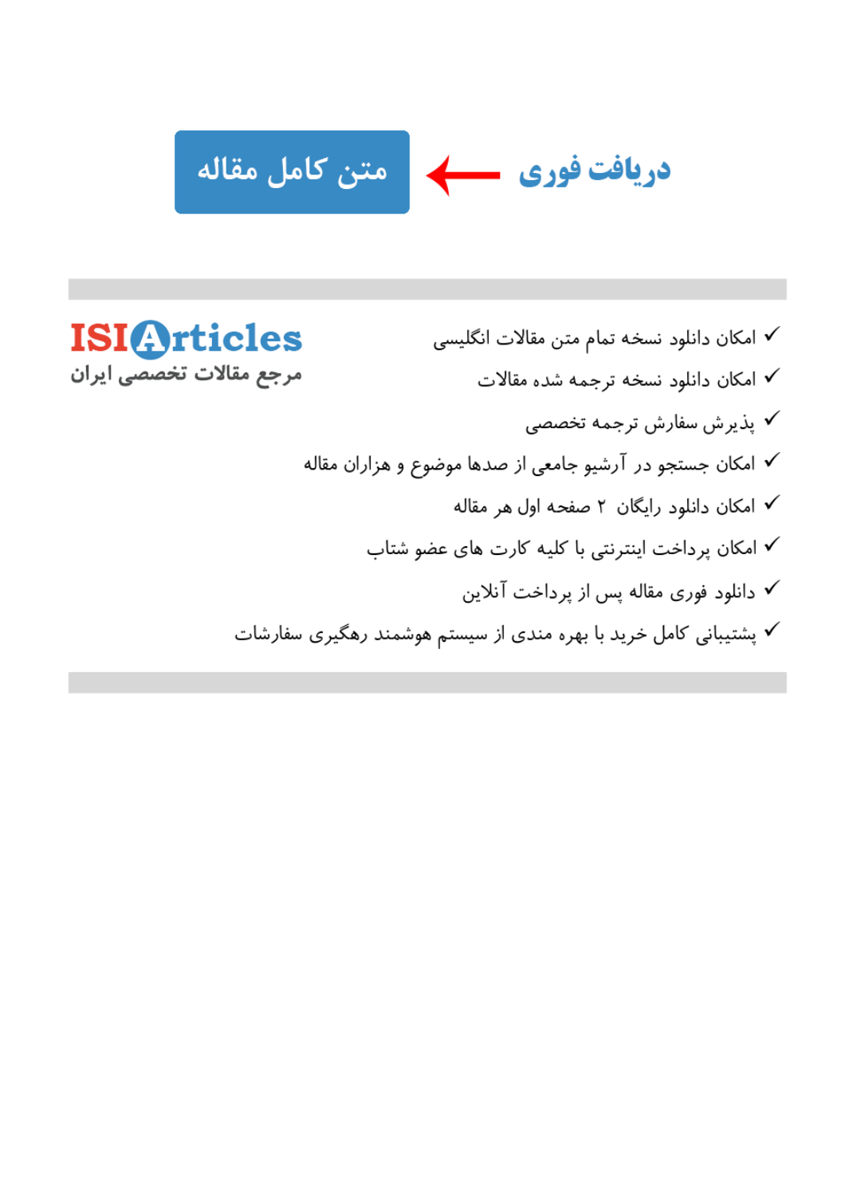**دریافت فوری** ← **متن کامل مقاله**

**ISIArticles**
مرجع مقالات تخصصی ایران

- ✓ امکان دانلود نسخه تمام متن مقالات انگلیسی
- ✓ امکان دانلود نسخه ترجمه شده مقالات
- ✓ پذیرش سفارش ترجمه تخصصی
- ✓ امکان جستجو در آرشیو جامعی از صدها موضوع و هزاران مقاله
- ✓ امکان دانلود رایگان ۲ صفحه اول هر مقاله
- ✓ امکان پرداخت اینترنتی با کلیه کارت های عضو شتاب
- ✓ دانلود فوری مقاله پس از پرداخت آنلاین
- ✓ پشتیبانی کامل خرید با بهره مندی از سیستم هوشمند رهگیری سفارشات